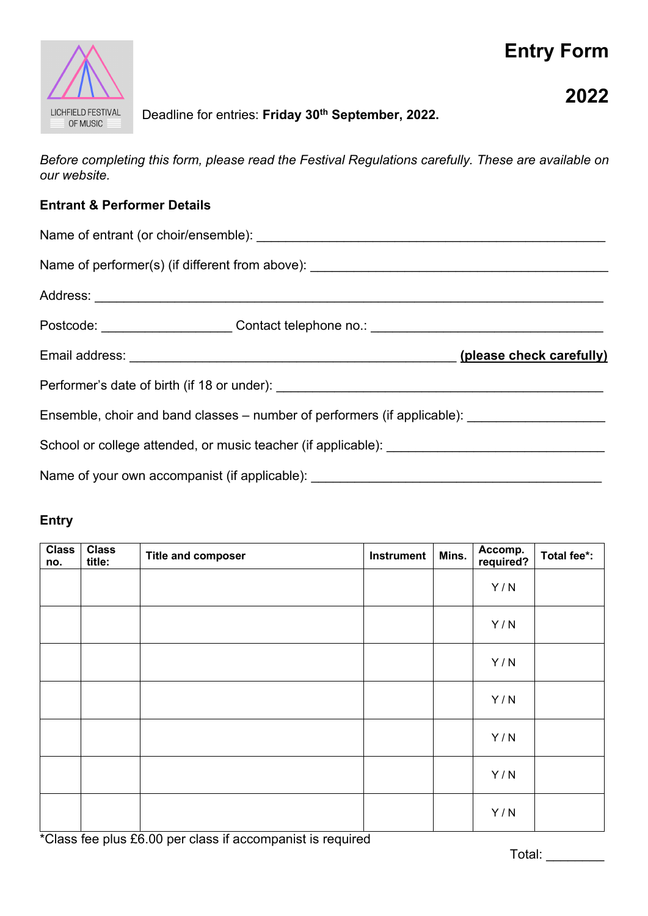LICHFIELD FESTIVAL OF MUSIC

# Entry Form

# 2022

Deadline for entries: **Friday 30th September, 2022.**

*Before completing this form, please read the Festival Regulations carefully. These are available on our website.*

**Entrant & Performer Details**

Name of entrant (or choir/ensemble): ______________________________________________

Name of performer(s) (if different from above): _______________________________________

Address: ______________________________________________________________________

Postcode: _________________ Contact telephone no.: _______________________________

Email address: __________________________________________ **(please check carefully)**

Performer's date of birth (if 18 or under): ____________________________________________

Ensemble, choir and band classes – number of performers (if applicable): _________________

School or college attended, or music teacher (if applicable): ____________________________

Name of your own accompanist (if applicable): _______________________________________

**Entry**

| Class no. | Class title: | Title and composer | Instrument | Mins. | Accomp. required? | Total fee*: |
|---|---|---|---|---|---|---|
| | | | | | Y / N | |
| | | | | | Y / N | |
| | | | | | Y / N | |
| | | | | | Y / N | |
| | | | | | Y / N | |
| | | | | | Y / N | |
| | | | | | Y / N | |

*Class fee plus £6.00 per class if accompanist is required

Total: ________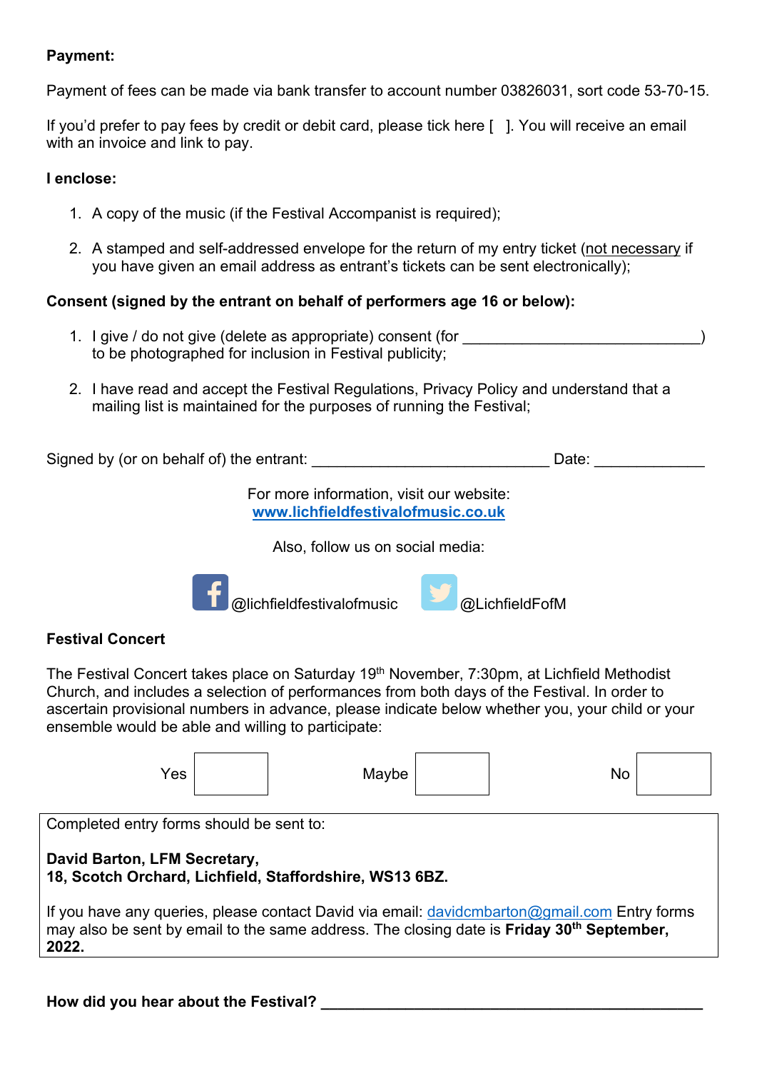**Payment:**

Payment of fees can be made via bank transfer to account number 03826031, sort code 53-70-15.

If you'd prefer to pay fees by credit or debit card, please tick here [ ]. You will receive an email with an invoice and link to pay.

**I enclose:**

1. A copy of the music (if the Festival Accompanist is required);
2. A stamped and self-addressed envelope for the return of my entry ticket (not necessary if you have given an email address as entrant's tickets can be sent electronically);

**Consent (signed by the entrant on behalf of performers age 16 or below):**

1. I give / do not give (delete as appropriate) consent (for ____________________________) to be photographed for inclusion in Festival publicity;
2. I have read and accept the Festival Regulations, Privacy Policy and understand that a mailing list is maintained for the purposes of running the Festival;

Signed by (or on behalf of) the entrant: ____________________________ Date: _____________

For more information, visit our website:
**www.lichfieldfestivalofmusic.co.uk**

Also, follow us on social media:

@lichfieldfestivalofmusic @LichfieldFofM

**Festival Concert**

The Festival Concert takes place on Saturday 19th November, 7:30pm, at Lichfield Methodist Church, and includes a selection of performances from both days of the Festival. In order to ascertain provisional numbers in advance, please indicate below whether you, your child or your ensemble would be able and willing to participate:

Yes [ ] Maybe [ ] No [ ]

Completed entry forms should be sent to:

**David Barton, LFM Secretary,**
**18, Scotch Orchard, Lichfield, Staffordshire, WS13 6BZ.**

If you have any queries, please contact David via email: davidcmbarton@gmail.com Entry forms may also be sent by email to the same address. The closing date is **Friday 30th September, 2022.**

**How did you hear about the Festival?** _____________________________________________